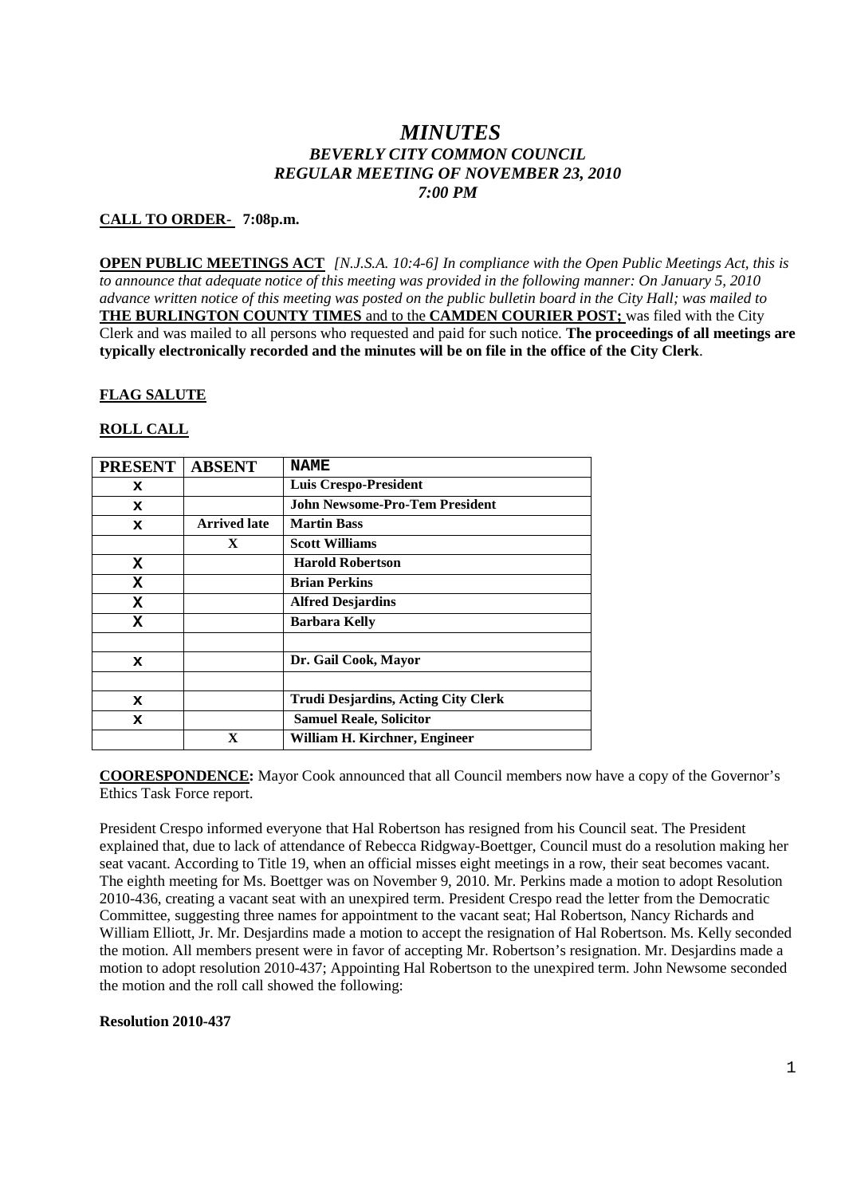# *MINUTES*
## *BEVERLY CITY COMMON COUNCIL*
## *REGULAR MEETING OF NOVEMBER 23, 2010*
## *7:00 PM*

**CALL TO ORDER- 7:08p.m.**

**OPEN PUBLIC MEETINGS ACT** *[N.J.S.A. 10:4-6] In compliance with the Open Public Meetings Act, this is to announce that adequate notice of this meeting was provided in the following manner: On January 5, 2010 advance written notice of this meeting was posted on the public bulletin board in the City Hall; was mailed to* **THE BURLINGTON COUNTY TIMES** and to the **CAMDEN COURIER POST;** was filed with the City Clerk and was mailed to all persons who requested and paid for such notice. **The proceedings of all meetings are typically electronically recorded and the minutes will be on file in the office of the City Clerk**.

**FLAG SALUTE**

**ROLL CALL**

| PRESENT | ABSENT | NAME |
|---|---|---|
| X | | Luis Crespo-President |
| X | | John Newsome-Pro-Tem President |
| X | Arrived late | Martin Bass |
| | X | Scott Williams |
| X | | Harold Robertson |
| X | | Brian Perkins |
| X | | Alfred Desjardins |
| X | | Barbara Kelly |
| | | |
| X | | Dr. Gail Cook, Mayor |
| | | |
| X | | Trudi Desjardins, Acting City Clerk |
| X | | Samuel Reale, Solicitor |
| | X | William H. Kirchner, Engineer |

**COORESPONDENCE:** Mayor Cook announced that all Council members now have a copy of the Governor's Ethics Task Force report.

President Crespo informed everyone that Hal Robertson has resigned from his Council seat. The President explained that, due to lack of attendance of Rebecca Ridgway-Boettger, Council must do a resolution making her seat vacant. According to Title 19, when an official misses eight meetings in a row, their seat becomes vacant. The eighth meeting for Ms. Boettger was on November 9, 2010. Mr. Perkins made a motion to adopt Resolution 2010-436, creating a vacant seat with an unexpired term. President Crespo read the letter from the Democratic Committee, suggesting three names for appointment to the vacant seat; Hal Robertson, Nancy Richards and William Elliott, Jr. Mr. Desjardins made a motion to accept the resignation of Hal Robertson. Ms. Kelly seconded the motion. All members present were in favor of accepting Mr. Robertson's resignation. Mr. Desjardins made a motion to adopt resolution 2010-437; Appointing Hal Robertson to the unexpired term. John Newsome seconded the motion and the roll call showed the following:

**Resolution 2010-437**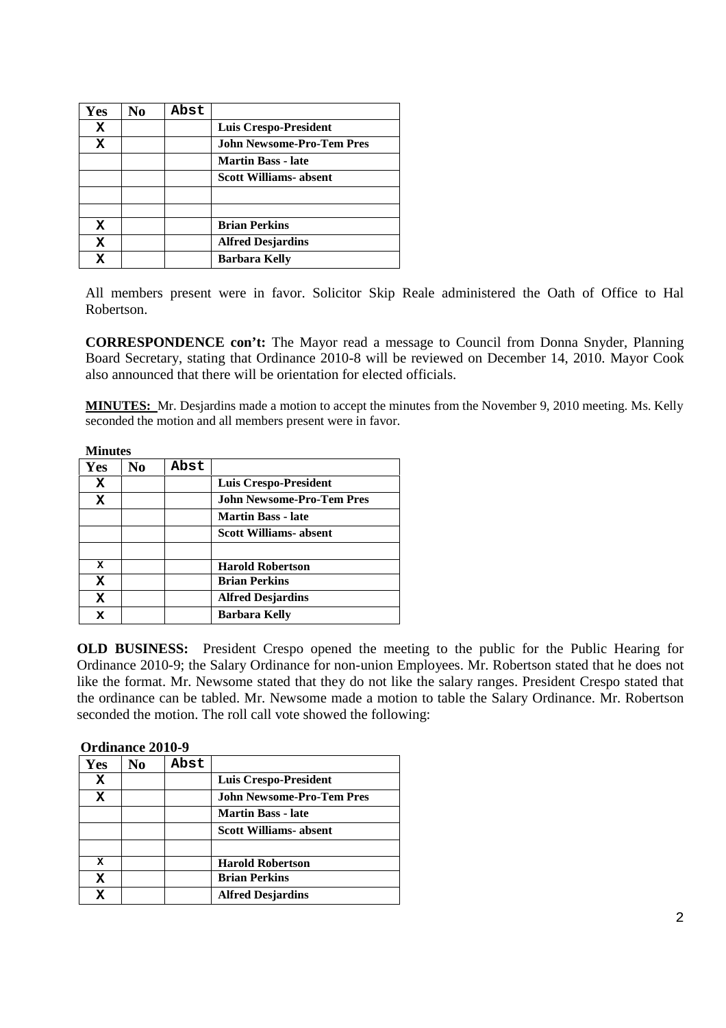| Yes | No | Abst | |
|---|---|---|---|
| X | | | **Luis Crespo-President** |
| X | | | **John Newsome-Pro-Tem Pres** |
| | | | **Martin Bass - late** |
| | | | **Scott Williams- absent** |
| | | | |
| | | | |
| X | | | **Brian Perkins** |
| X | | | **Alfred Desjardins** |
| X | | | **Barbara Kelly** |

All members present were in favor. Solicitor Skip Reale administered the Oath of Office to Hal Robertson.

**CORRESPONDENCE con't:** The Mayor read a message to Council from Donna Snyder, Planning Board Secretary, stating that Ordinance 2010-8 will be reviewed on December 14, 2010. Mayor Cook also announced that there will be orientation for elected officials.

**MINUTES:** Mr. Desjardins made a motion to accept the minutes from the November 9, 2010 meeting. Ms. Kelly seconded the motion and all members present were in favor.

**Minutes**

| Yes | No | Abst | |
|---|---|---|---|
| X | | | **Luis Crespo-President** |
| X | | | **John Newsome-Pro-Tem Pres** |
| | | | **Martin Bass - late** |
| | | | **Scott Williams- absent** |
| | | | |
| X | | | **Harold Robertson** |
| X | | | **Brian Perkins** |
| X | | | **Alfred Desjardins** |
| x | | | **Barbara Kelly** |

**OLD BUSINESS:** President Crespo opened the meeting to the public for the Public Hearing for Ordinance 2010-9; the Salary Ordinance for non-union Employees. Mr. Robertson stated that he does not like the format. Mr. Newsome stated that they do not like the salary ranges. President Crespo stated that the ordinance can be tabled. Mr. Newsome made a motion to table the Salary Ordinance. Mr. Robertson seconded the motion. The roll call vote showed the following:

**Ordinance 2010-9**

| Yes | No | Abst | |
|---|---|---|---|
| X | | | **Luis Crespo-President** |
| X | | | **John Newsome-Pro-Tem Pres** |
| | | | **Martin Bass - late** |
| | | | **Scott Williams- absent** |
| | | | |
| X | | | **Harold Robertson** |
| X | | | **Brian Perkins** |
| X | | | **Alfred Desjardins** |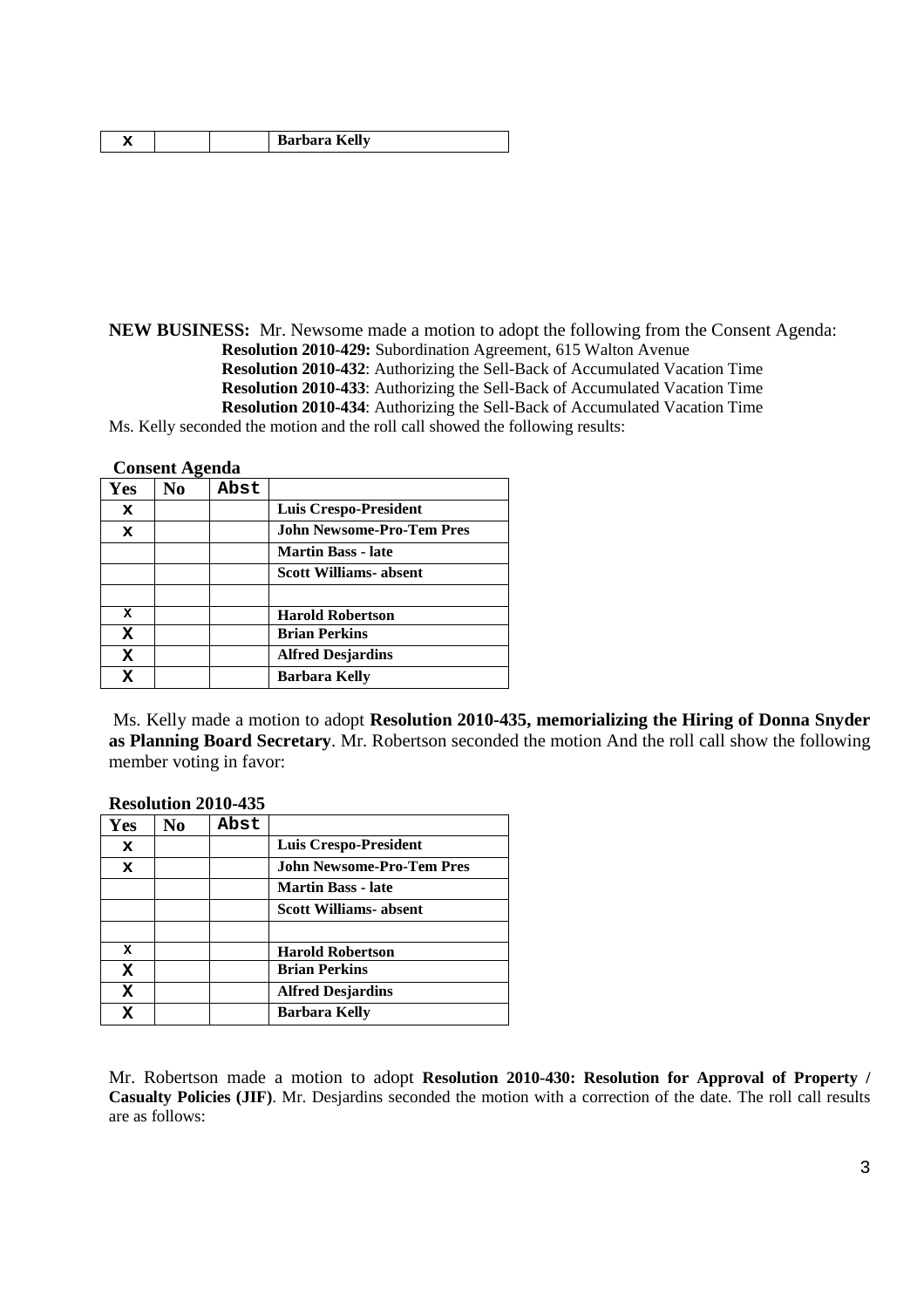| X | | | Barbara Kelly |
|---|---|---|---|

**NEW BUSINESS:** Mr. Newsome made a motion to adopt the following from the Consent Agenda:

**Resolution 2010-429:** Subordination Agreement, 615 Walton Avenue
**Resolution 2010-432**: Authorizing the Sell-Back of Accumulated Vacation Time
**Resolution 2010-433**: Authorizing the Sell-Back of Accumulated Vacation Time
**Resolution 2010-434**: Authorizing the Sell-Back of Accumulated Vacation Time

Ms. Kelly seconded the motion and the roll call showed the following results:

**Consent Agenda**

| Yes | No | Abst | |
|---|---|---|---|
| x | | | **Luis Crespo-President** |
| x | | | **John Newsome-Pro-Tem Pres** |
| | | | **Martin Bass - late** |
| | | | **Scott Williams- absent** |
| | | | |
| x | | | **Harold Robertson** |
| X | | | **Brian Perkins** |
| X | | | **Alfred Desjardins** |
| X | | | **Barbara Kelly** |

Ms. Kelly made a motion to adopt **Resolution 2010-435, memorializing the Hiring of Donna Snyder as Planning Board Secretary**. Mr. Robertson seconded the motion And the roll call show the following member voting in favor:

**Resolution 2010-435**

| Yes | No | Abst | |
|---|---|---|---|
| x | | | **Luis Crespo-President** |
| x | | | **John Newsome-Pro-Tem Pres** |
| | | | **Martin Bass - late** |
| | | | **Scott Williams- absent** |
| | | | |
| x | | | **Harold Robertson** |
| X | | | **Brian Perkins** |
| X | | | **Alfred Desjardins** |
| X | | | **Barbara Kelly** |

Mr. Robertson made a motion to adopt **Resolution 2010-430: Resolution for Approval of Property / Casualty Policies (JIF)**. Mr. Desjardins seconded the motion with a correction of the date. The roll call results are as follows: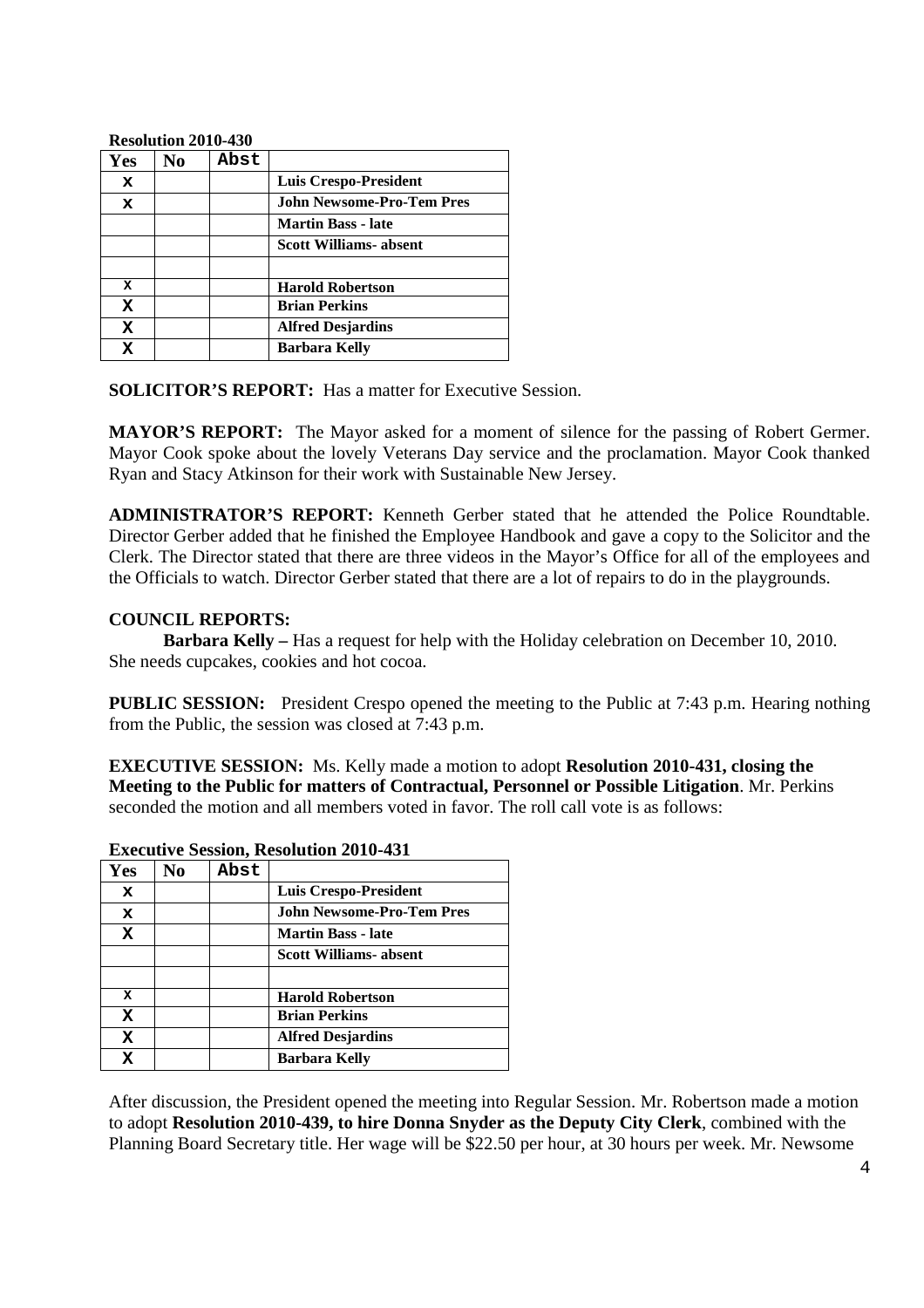**Resolution 2010-430**

| Yes | No | Abst | |
|---|---|---|---|
| x | | | **Luis Crespo-President** |
| x | | | **John Newsome-Pro-Tem Pres** |
| | | | **Martin Bass - late** |
| | | | **Scott Williams- absent** |
| | | | |
| x | | | **Harold Robertson** |
| X | | | **Brian Perkins** |
| X | | | **Alfred Desjardins** |
| X | | | **Barbara Kelly** |

**SOLICITOR'S REPORT:** Has a matter for Executive Session.

**MAYOR'S REPORT:** The Mayor asked for a moment of silence for the passing of Robert Germer. Mayor Cook spoke about the lovely Veterans Day service and the proclamation. Mayor Cook thanked Ryan and Stacy Atkinson for their work with Sustainable New Jersey.

**ADMINISTRATOR'S REPORT:** Kenneth Gerber stated that he attended the Police Roundtable. Director Gerber added that he finished the Employee Handbook and gave a copy to the Solicitor and the Clerk. The Director stated that there are three videos in the Mayor's Office for all of the employees and the Officials to watch. Director Gerber stated that there are a lot of repairs to do in the playgrounds.

**COUNCIL REPORTS:**

**Barbara Kelly –** Has a request for help with the Holiday celebration on December 10, 2010. She needs cupcakes, cookies and hot cocoa.

**PUBLIC SESSION:** President Crespo opened the meeting to the Public at 7:43 p.m. Hearing nothing from the Public, the session was closed at 7:43 p.m.

**EXECUTIVE SESSION:** Ms. Kelly made a motion to adopt **Resolution 2010-431, closing the Meeting to the Public for matters of Contractual, Personnel or Possible Litigation**. Mr. Perkins seconded the motion and all members voted in favor. The roll call vote is as follows:

**Executive Session, Resolution 2010-431**

| Yes | No | Abst | |
|---|---|---|---|
| x | | | **Luis Crespo-President** |
| x | | | **John Newsome-Pro-Tem Pres** |
| X | | | **Martin Bass - late** |
| | | | **Scott Williams- absent** |
| | | | |
| x | | | **Harold Robertson** |
| X | | | **Brian Perkins** |
| X | | | **Alfred Desjardins** |
| X | | | **Barbara Kelly** |

After discussion, the President opened the meeting into Regular Session. Mr. Robertson made a motion to adopt **Resolution 2010-439, to hire Donna Snyder as the Deputy City Clerk**, combined with the Planning Board Secretary title. Her wage will be $22.50 per hour, at 30 hours per week. Mr. Newsome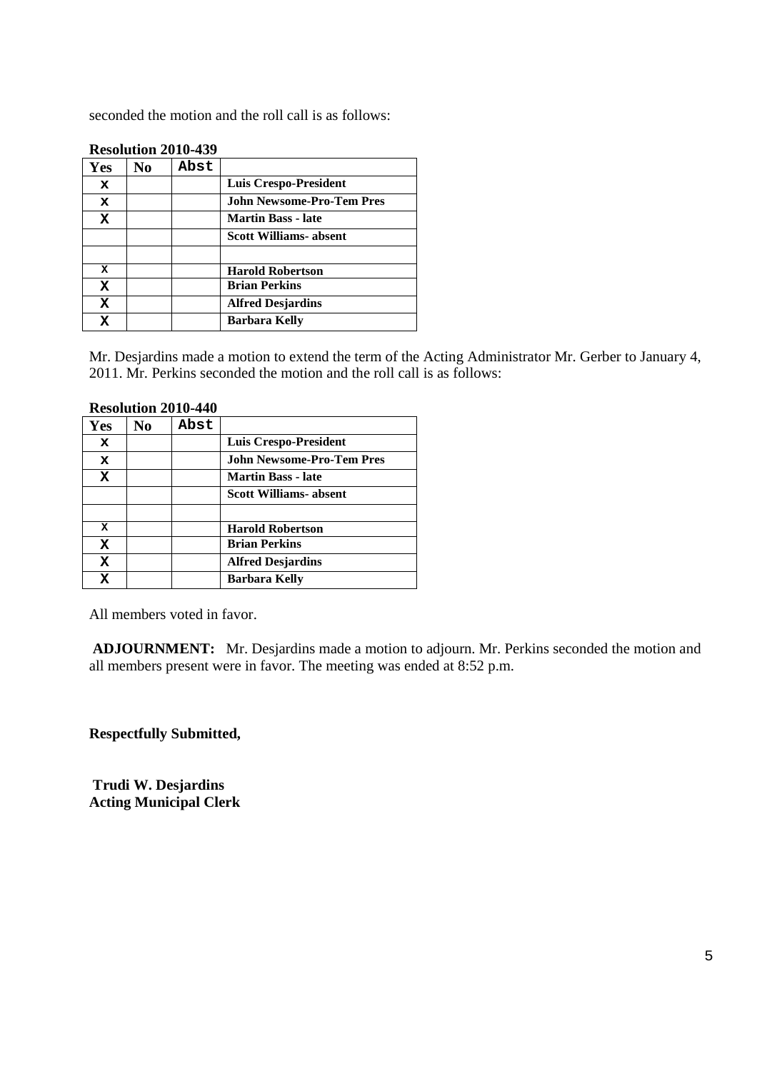seconded the motion and the roll call is as follows:

**Resolution 2010-439**

| Yes | No | Abst | |
|---|---|---|---|
| x | | | **Luis Crespo-President** |
| x | | | **John Newsome-Pro-Tem Pres** |
| X | | | **Martin Bass - late** |
| | | | **Scott Williams- absent** |
| | | | |
| x | | | **Harold Robertson** |
| X | | | **Brian Perkins** |
| X | | | **Alfred Desjardins** |
| X | | | **Barbara Kelly** |

Mr. Desjardins made a motion to extend the term of the Acting Administrator Mr. Gerber to January 4, 2011. Mr. Perkins seconded the motion and the roll call is as follows:

**Resolution 2010-440**

| Yes | No | Abst | |
|---|---|---|---|
| x | | | **Luis Crespo-President** |
| x | | | **John Newsome-Pro-Tem Pres** |
| X | | | **Martin Bass - late** |
| | | | **Scott Williams- absent** |
| | | | |
| x | | | **Harold Robertson** |
| X | | | **Brian Perkins** |
| X | | | **Alfred Desjardins** |
| X | | | **Barbara Kelly** |

All members voted in favor.

**ADJOURNMENT:** Mr. Desjardins made a motion to adjourn. Mr. Perkins seconded the motion and all members present were in favor. The meeting was ended at 8:52 p.m.

**Respectfully Submitted,**

**Trudi W. Desjardins**
**Acting Municipal Clerk**